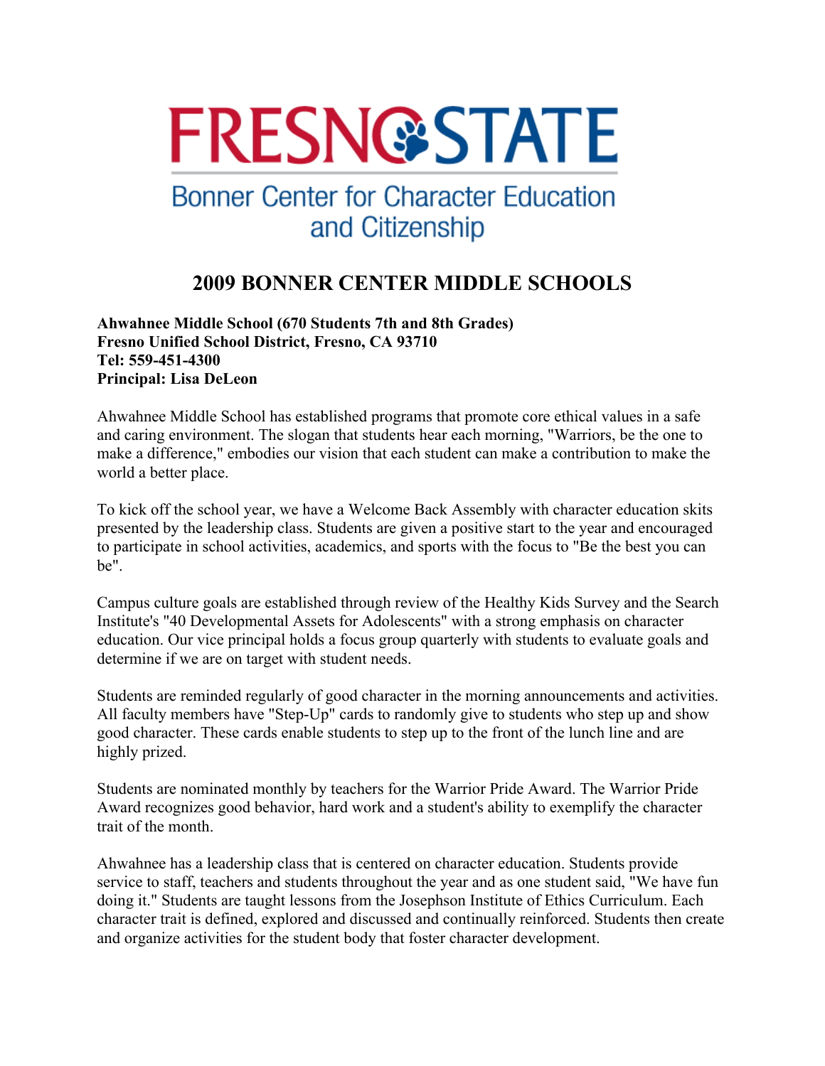FRESNO STATE

Bonner Center for Character Education and Citizenship

# 2009 BONNER CENTER MIDDLE SCHOOLS

**Ahwahnee Middle School (670 Students 7th and 8th Grades)**
**Fresno Unified School District, Fresno, CA 93710**
**Tel: 559-451-4300**
**Principal: Lisa DeLeon**

Ahwahnee Middle School has established programs that promote core ethical values in a safe and caring environment. The slogan that students hear each morning, "Warriors, be the one to make a difference," embodies our vision that each student can make a contribution to make the world a better place.

To kick off the school year, we have a Welcome Back Assembly with character education skits presented by the leadership class. Students are given a positive start to the year and encouraged to participate in school activities, academics, and sports with the focus to "Be the best you can be".

Campus culture goals are established through review of the Healthy Kids Survey and the Search Institute's "40 Developmental Assets for Adolescents" with a strong emphasis on character education. Our vice principal holds a focus group quarterly with students to evaluate goals and determine if we are on target with student needs.

Students are reminded regularly of good character in the morning announcements and activities. All faculty members have "Step-Up" cards to randomly give to students who step up and show good character. These cards enable students to step up to the front of the lunch line and are highly prized.

Students are nominated monthly by teachers for the Warrior Pride Award. The Warrior Pride Award recognizes good behavior, hard work and a student's ability to exemplify the character trait of the month.

Ahwahnee has a leadership class that is centered on character education. Students provide service to staff, teachers and students throughout the year and as one student said, "We have fun doing it." Students are taught lessons from the Josephson Institute of Ethics Curriculum. Each character trait is defined, explored and discussed and continually reinforced. Students then create and organize activities for the student body that foster character development.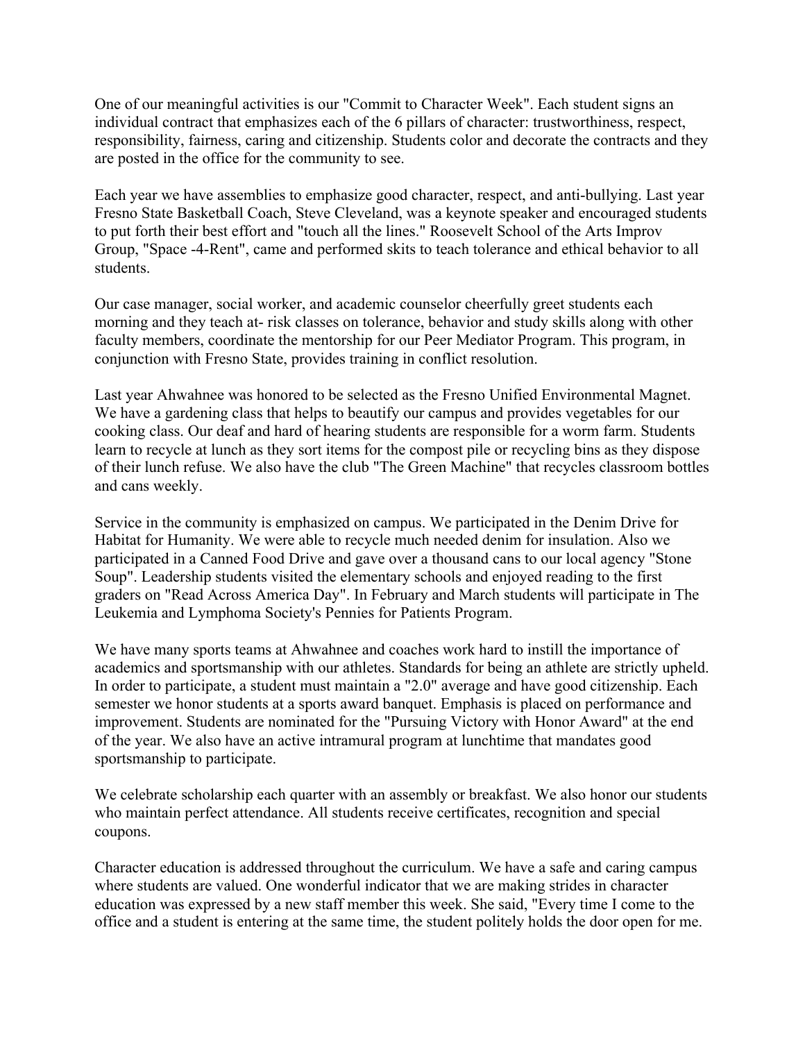One of our meaningful activities is our "Commit to Character Week". Each student signs an individual contract that emphasizes each of the 6 pillars of character: trustworthiness, respect, responsibility, fairness, caring and citizenship. Students color and decorate the contracts and they are posted in the office for the community to see.

Each year we have assemblies to emphasize good character, respect, and anti-bullying. Last year Fresno State Basketball Coach, Steve Cleveland, was a keynote speaker and encouraged students to put forth their best effort and "touch all the lines." Roosevelt School of the Arts Improv Group, "Space -4-Rent", came and performed skits to teach tolerance and ethical behavior to all students.

Our case manager, social worker, and academic counselor cheerfully greet students each morning and they teach at- risk classes on tolerance, behavior and study skills along with other faculty members, coordinate the mentorship for our Peer Mediator Program. This program, in conjunction with Fresno State, provides training in conflict resolution.

Last year Ahwahnee was honored to be selected as the Fresno Unified Environmental Magnet. We have a gardening class that helps to beautify our campus and provides vegetables for our cooking class. Our deaf and hard of hearing students are responsible for a worm farm. Students learn to recycle at lunch as they sort items for the compost pile or recycling bins as they dispose of their lunch refuse. We also have the club "The Green Machine" that recycles classroom bottles and cans weekly.

Service in the community is emphasized on campus. We participated in the Denim Drive for Habitat for Humanity. We were able to recycle much needed denim for insulation. Also we participated in a Canned Food Drive and gave over a thousand cans to our local agency "Stone Soup". Leadership students visited the elementary schools and enjoyed reading to the first graders on "Read Across America Day". In February and March students will participate in The Leukemia and Lymphoma Society's Pennies for Patients Program.

We have many sports teams at Ahwahnee and coaches work hard to instill the importance of academics and sportsmanship with our athletes. Standards for being an athlete are strictly upheld. In order to participate, a student must maintain a "2.0" average and have good citizenship. Each semester we honor students at a sports award banquet. Emphasis is placed on performance and improvement. Students are nominated for the "Pursuing Victory with Honor Award" at the end of the year. We also have an active intramural program at lunchtime that mandates good sportsmanship to participate.

We celebrate scholarship each quarter with an assembly or breakfast. We also honor our students who maintain perfect attendance. All students receive certificates, recognition and special coupons.

Character education is addressed throughout the curriculum. We have a safe and caring campus where students are valued. One wonderful indicator that we are making strides in character education was expressed by a new staff member this week. She said, "Every time I come to the office and a student is entering at the same time, the student politely holds the door open for me.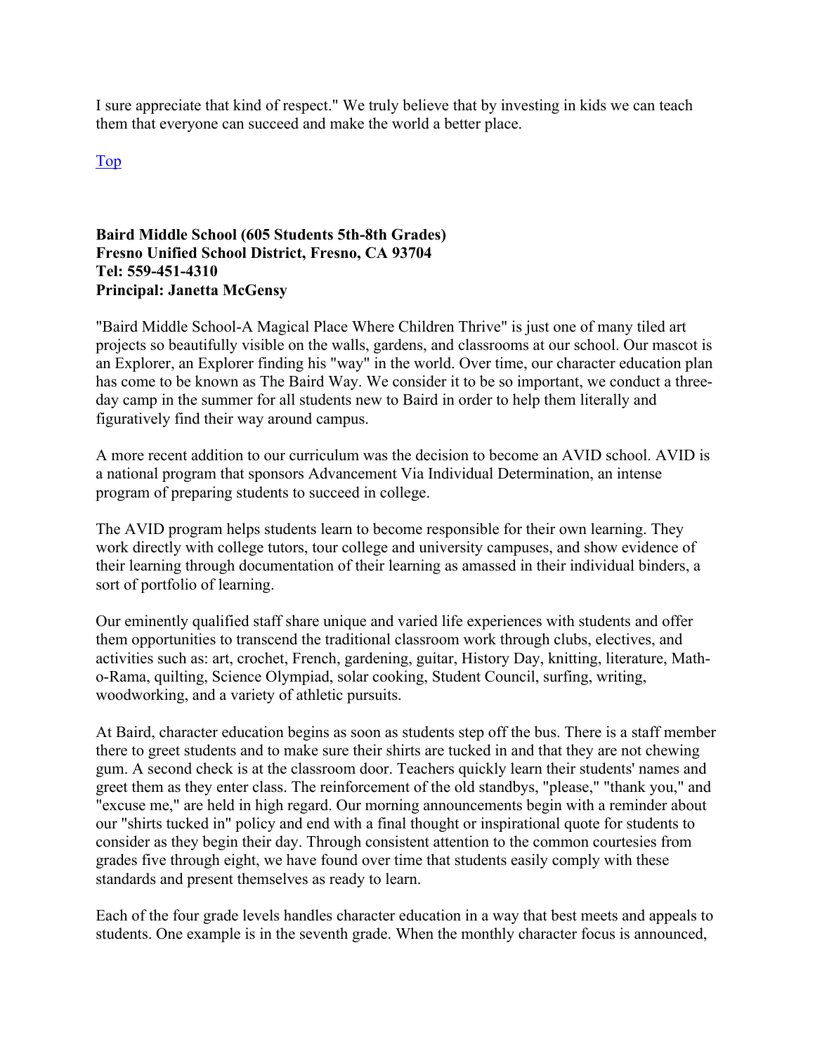I sure appreciate that kind of respect." We truly believe that by investing in kids we can teach them that everyone can succeed and make the world a better place.

[Top]

**Baird Middle School (605 Students 5th-8th Grades)**
**Fresno Unified School District, Fresno, CA 93704**
**Tel: 559-451-4310**
**Principal: Janetta McGensy**

"Baird Middle School-A Magical Place Where Children Thrive" is just one of many tiled art projects so beautifully visible on the walls, gardens, and classrooms at our school. Our mascot is an Explorer, an Explorer finding his "way" in the world. Over time, our character education plan has come to be known as The Baird Way. We consider it to be so important, we conduct a three-day camp in the summer for all students new to Baird in order to help them literally and figuratively find their way around campus.

A more recent addition to our curriculum was the decision to become an AVID school. AVID is a national program that sponsors Advancement Via Individual Determination, an intense program of preparing students to succeed in college.

The AVID program helps students learn to become responsible for their own learning. They work directly with college tutors, tour college and university campuses, and show evidence of their learning through documentation of their learning as amassed in their individual binders, a sort of portfolio of learning.

Our eminently qualified staff share unique and varied life experiences with students and offer them opportunities to transcend the traditional classroom work through clubs, electives, and activities such as: art, crochet, French, gardening, guitar, History Day, knitting, literature, Math-o-Rama, quilting, Science Olympiad, solar cooking, Student Council, surfing, writing, woodworking, and a variety of athletic pursuits.

At Baird, character education begins as soon as students step off the bus. There is a staff member there to greet students and to make sure their shirts are tucked in and that they are not chewing gum. A second check is at the classroom door. Teachers quickly learn their students' names and greet them as they enter class. The reinforcement of the old standbys, "please," "thank you," and "excuse me," are held in high regard. Our morning announcements begin with a reminder about our "shirts tucked in" policy and end with a final thought or inspirational quote for students to consider as they begin their day. Through consistent attention to the common courtesies from grades five through eight, we have found over time that students easily comply with these standards and present themselves as ready to learn.

Each of the four grade levels handles character education in a way that best meets and appeals to students. One example is in the seventh grade. When the monthly character focus is announced,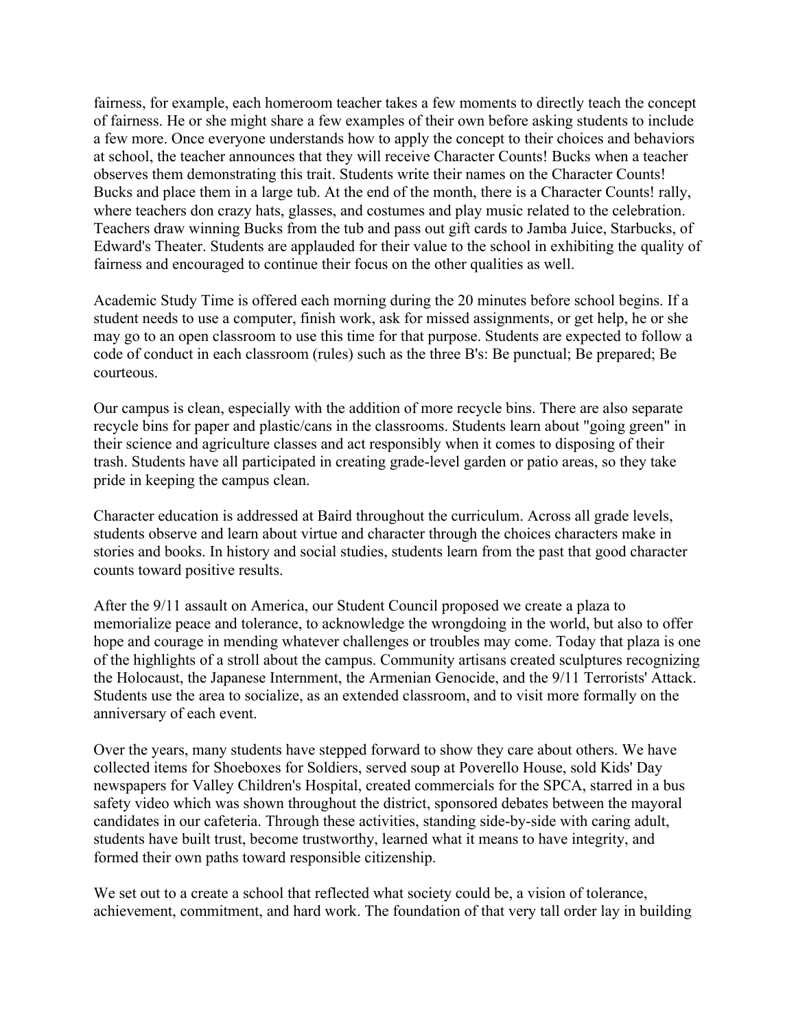fairness, for example, each homeroom teacher takes a few moments to directly teach the concept of fairness. He or she might share a few examples of their own before asking students to include a few more. Once everyone understands how to apply the concept to their choices and behaviors at school, the teacher announces that they will receive Character Counts! Bucks when a teacher observes them demonstrating this trait. Students write their names on the Character Counts! Bucks and place them in a large tub. At the end of the month, there is a Character Counts! rally, where teachers don crazy hats, glasses, and costumes and play music related to the celebration. Teachers draw winning Bucks from the tub and pass out gift cards to Jamba Juice, Starbucks, of Edward's Theater. Students are applauded for their value to the school in exhibiting the quality of fairness and encouraged to continue their focus on the other qualities as well.

Academic Study Time is offered each morning during the 20 minutes before school begins. If a student needs to use a computer, finish work, ask for missed assignments, or get help, he or she may go to an open classroom to use this time for that purpose. Students are expected to follow a code of conduct in each classroom (rules) such as the three B's: Be punctual; Be prepared; Be courteous.

Our campus is clean, especially with the addition of more recycle bins. There are also separate recycle bins for paper and plastic/cans in the classrooms. Students learn about "going green" in their science and agriculture classes and act responsibly when it comes to disposing of their trash. Students have all participated in creating grade-level garden or patio areas, so they take pride in keeping the campus clean.

Character education is addressed at Baird throughout the curriculum. Across all grade levels, students observe and learn about virtue and character through the choices characters make in stories and books. In history and social studies, students learn from the past that good character counts toward positive results.

After the 9/11 assault on America, our Student Council proposed we create a plaza to memorialize peace and tolerance, to acknowledge the wrongdoing in the world, but also to offer hope and courage in mending whatever challenges or troubles may come. Today that plaza is one of the highlights of a stroll about the campus. Community artisans created sculptures recognizing the Holocaust, the Japanese Internment, the Armenian Genocide, and the 9/11 Terrorists' Attack. Students use the area to socialize, as an extended classroom, and to visit more formally on the anniversary of each event.

Over the years, many students have stepped forward to show they care about others. We have collected items for Shoeboxes for Soldiers, served soup at Poverello House, sold Kids' Day newspapers for Valley Children's Hospital, created commercials for the SPCA, starred in a bus safety video which was shown throughout the district, sponsored debates between the mayoral candidates in our cafeteria. Through these activities, standing side-by-side with caring adult, students have built trust, become trustworthy, learned what it means to have integrity, and formed their own paths toward responsible citizenship.

We set out to a create a school that reflected what society could be, a vision of tolerance, achievement, commitment, and hard work. The foundation of that very tall order lay in building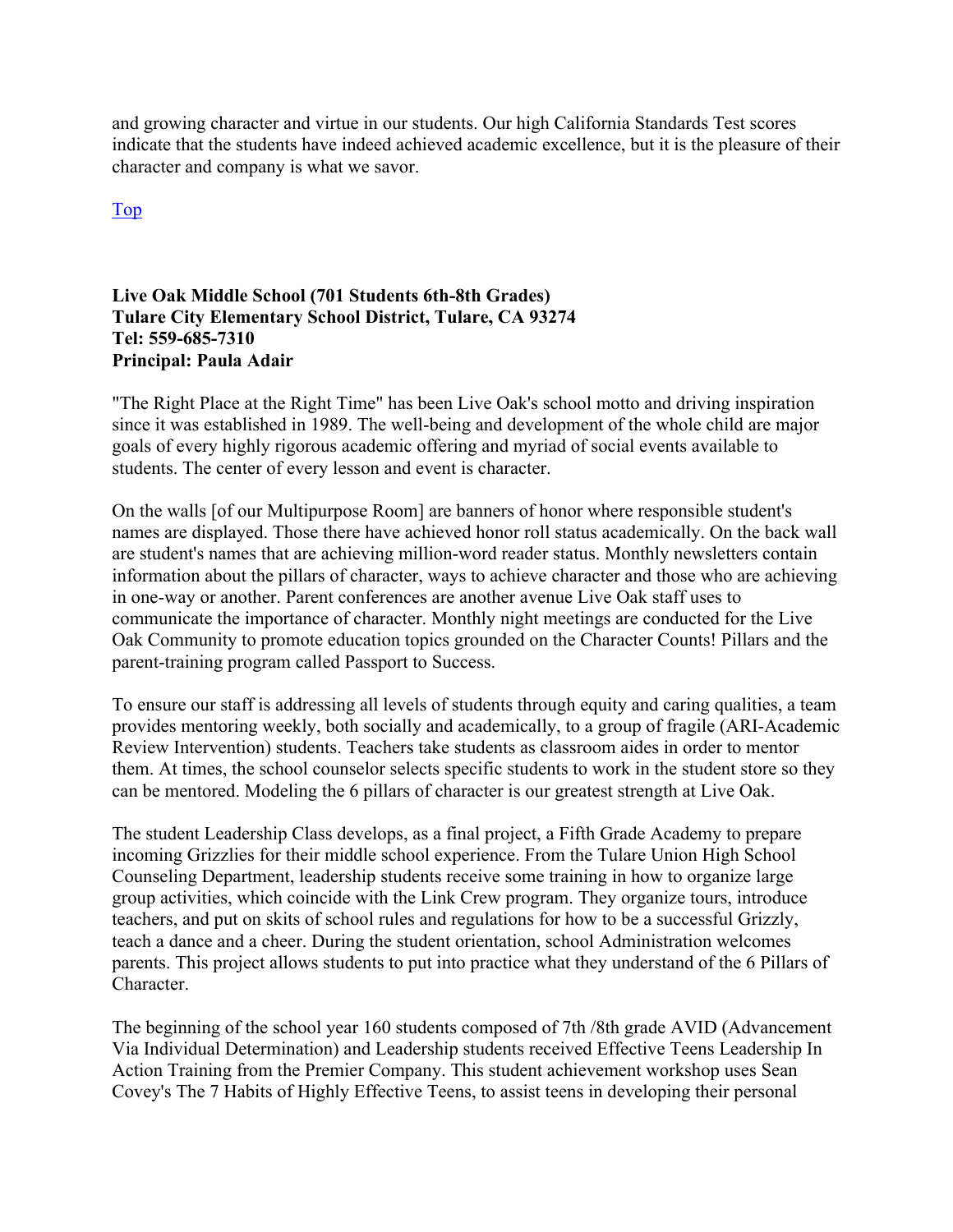and growing character and virtue in our students. Our high California Standards Test scores indicate that the students have indeed achieved academic excellence, but it is the pleasure of their character and company is what we savor.

Top

**Live Oak Middle School (701 Students 6th-8th Grades)**
**Tulare City Elementary School District, Tulare, CA 93274**
**Tel: 559-685-7310**
**Principal: Paula Adair**

"The Right Place at the Right Time" has been Live Oak's school motto and driving inspiration since it was established in 1989. The well-being and development of the whole child are major goals of every highly rigorous academic offering and myriad of social events available to students. The center of every lesson and event is character.

On the walls [of our Multipurpose Room] are banners of honor where responsible student's names are displayed. Those there have achieved honor roll status academically. On the back wall are student's names that are achieving million-word reader status. Monthly newsletters contain information about the pillars of character, ways to achieve character and those who are achieving in one-way or another. Parent conferences are another avenue Live Oak staff uses to communicate the importance of character. Monthly night meetings are conducted for the Live Oak Community to promote education topics grounded on the Character Counts! Pillars and the parent-training program called Passport to Success.

To ensure our staff is addressing all levels of students through equity and caring qualities, a team provides mentoring weekly, both socially and academically, to a group of fragile (ARI-Academic Review Intervention) students. Teachers take students as classroom aides in order to mentor them. At times, the school counselor selects specific students to work in the student store so they can be mentored. Modeling the 6 pillars of character is our greatest strength at Live Oak.

The student Leadership Class develops, as a final project, a Fifth Grade Academy to prepare incoming Grizzlies for their middle school experience. From the Tulare Union High School Counseling Department, leadership students receive some training in how to organize large group activities, which coincide with the Link Crew program. They organize tours, introduce teachers, and put on skits of school rules and regulations for how to be a successful Grizzly, teach a dance and a cheer. During the student orientation, school Administration welcomes parents. This project allows students to put into practice what they understand of the 6 Pillars of Character.

The beginning of the school year 160 students composed of 7th /8th grade AVID (Advancement Via Individual Determination) and Leadership students received Effective Teens Leadership In Action Training from the Premier Company. This student achievement workshop uses Sean Covey's The 7 Habits of Highly Effective Teens, to assist teens in developing their personal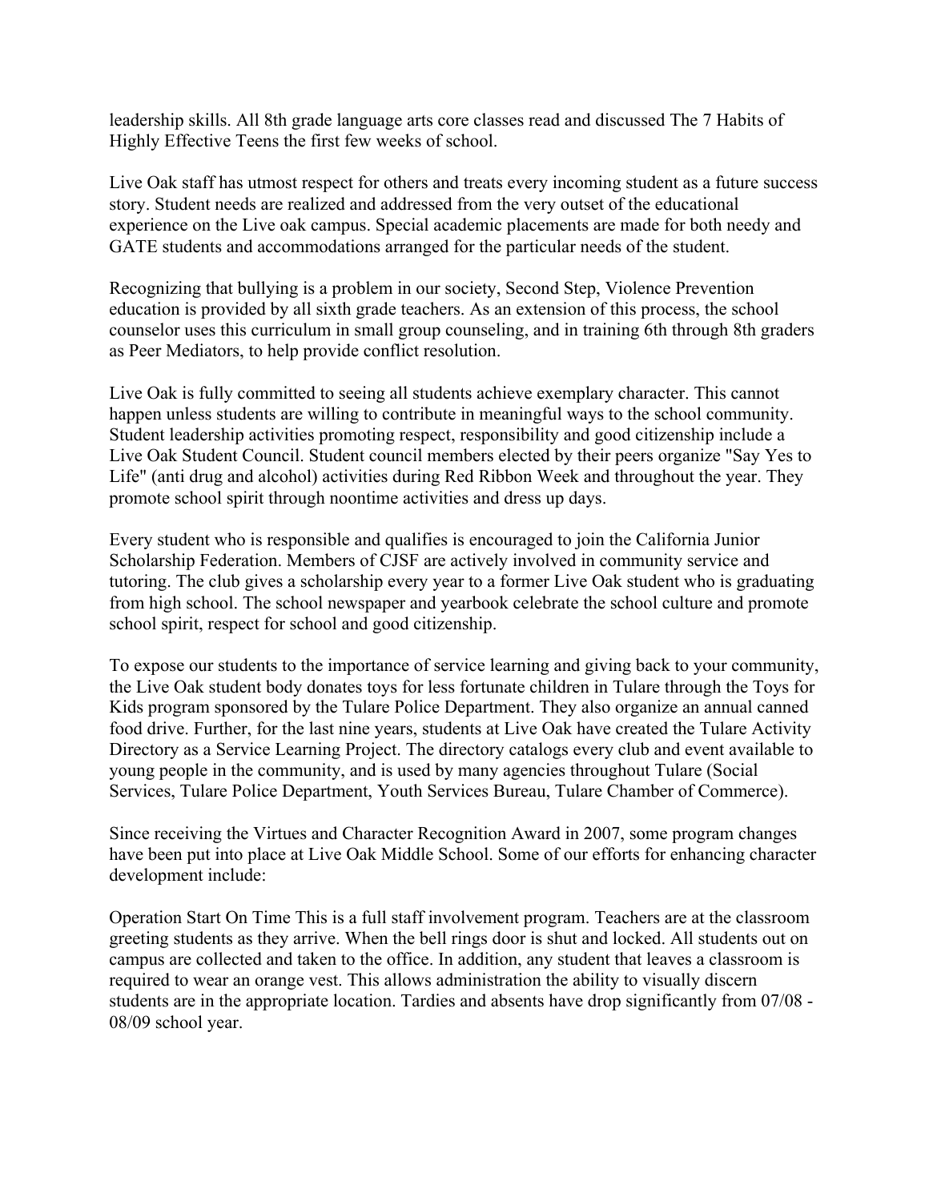leadership skills. All 8th grade language arts core classes read and discussed The 7 Habits of Highly Effective Teens the first few weeks of school.

Live Oak staff has utmost respect for others and treats every incoming student as a future success story. Student needs are realized and addressed from the very outset of the educational experience on the Live oak campus. Special academic placements are made for both needy and GATE students and accommodations arranged for the particular needs of the student.

Recognizing that bullying is a problem in our society, Second Step, Violence Prevention education is provided by all sixth grade teachers. As an extension of this process, the school counselor uses this curriculum in small group counseling, and in training 6th through 8th graders as Peer Mediators, to help provide conflict resolution.

Live Oak is fully committed to seeing all students achieve exemplary character. This cannot happen unless students are willing to contribute in meaningful ways to the school community. Student leadership activities promoting respect, responsibility and good citizenship include a Live Oak Student Council. Student council members elected by their peers organize "Say Yes to Life" (anti drug and alcohol) activities during Red Ribbon Week and throughout the year. They promote school spirit through noontime activities and dress up days.

Every student who is responsible and qualifies is encouraged to join the California Junior Scholarship Federation. Members of CJSF are actively involved in community service and tutoring. The club gives a scholarship every year to a former Live Oak student who is graduating from high school. The school newspaper and yearbook celebrate the school culture and promote school spirit, respect for school and good citizenship.

To expose our students to the importance of service learning and giving back to your community, the Live Oak student body donates toys for less fortunate children in Tulare through the Toys for Kids program sponsored by the Tulare Police Department. They also organize an annual canned food drive. Further, for the last nine years, students at Live Oak have created the Tulare Activity Directory as a Service Learning Project. The directory catalogs every club and event available to young people in the community, and is used by many agencies throughout Tulare (Social Services, Tulare Police Department, Youth Services Bureau, Tulare Chamber of Commerce).

Since receiving the Virtues and Character Recognition Award in 2007, some program changes have been put into place at Live Oak Middle School. Some of our efforts for enhancing character development include:

Operation Start On Time This is a full staff involvement program. Teachers are at the classroom greeting students as they arrive. When the bell rings door is shut and locked. All students out on campus are collected and taken to the office. In addition, any student that leaves a classroom is required to wear an orange vest. This allows administration the ability to visually discern students are in the appropriate location. Tardies and absents have drop significantly from 07/08 - 08/09 school year.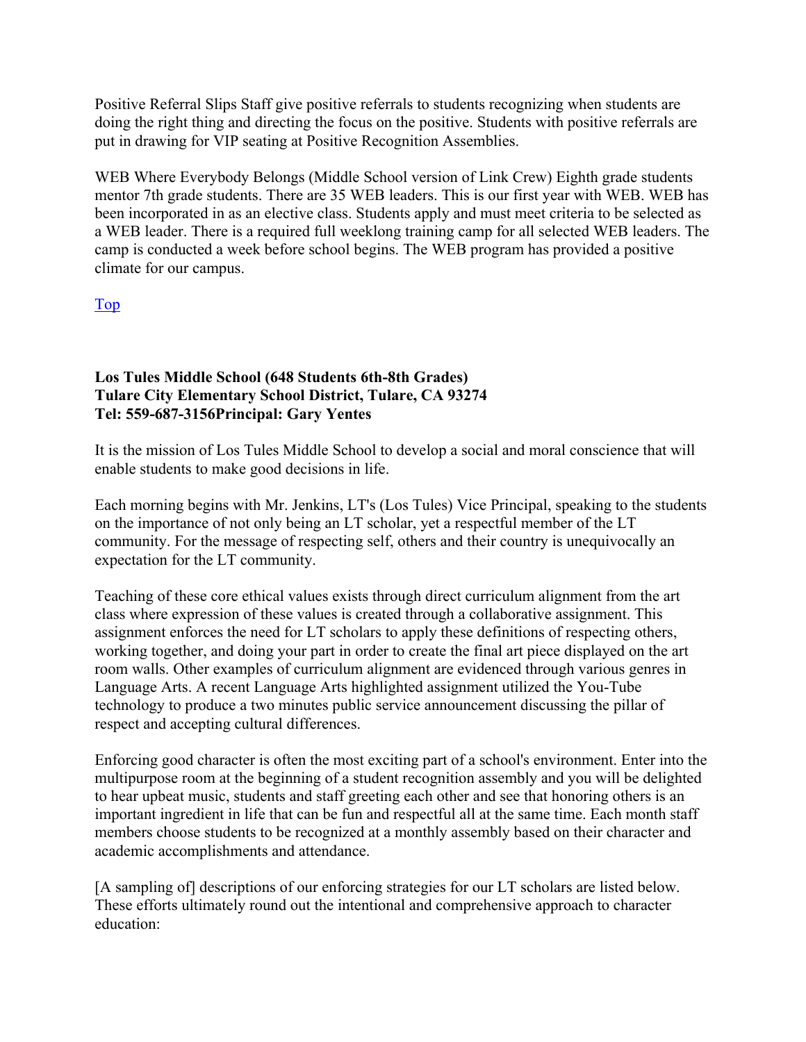Positive Referral Slips Staff give positive referrals to students recognizing when students are doing the right thing and directing the focus on the positive. Students with positive referrals are put in drawing for VIP seating at Positive Recognition Assemblies.

WEB Where Everybody Belongs (Middle School version of Link Crew) Eighth grade students mentor 7th grade students. There are 35 WEB leaders. This is our first year with WEB. WEB has been incorporated in as an elective class. Students apply and must meet criteria to be selected as a WEB leader. There is a required full weeklong training camp for all selected WEB leaders. The camp is conducted a week before school begins. The WEB program has provided a positive climate for our campus.

[Top]

**Los Tules Middle School (648 Students 6th-8th Grades)**
**Tulare City Elementary School District, Tulare, CA 93274**
**Tel: 559-687-3156Principal: Gary Yentes**

It is the mission of Los Tules Middle School to develop a social and moral conscience that will enable students to make good decisions in life.

Each morning begins with Mr. Jenkins, LT's (Los Tules) Vice Principal, speaking to the students on the importance of not only being an LT scholar, yet a respectful member of the LT community. For the message of respecting self, others and their country is unequivocally an expectation for the LT community.

Teaching of these core ethical values exists through direct curriculum alignment from the art class where expression of these values is created through a collaborative assignment. This assignment enforces the need for LT scholars to apply these definitions of respecting others, working together, and doing your part in order to create the final art piece displayed on the art room walls. Other examples of curriculum alignment are evidenced through various genres in Language Arts. A recent Language Arts highlighted assignment utilized the You-Tube technology to produce a two minutes public service announcement discussing the pillar of respect and accepting cultural differences.

Enforcing good character is often the most exciting part of a school's environment. Enter into the multipurpose room at the beginning of a student recognition assembly and you will be delighted to hear upbeat music, students and staff greeting each other and see that honoring others is an important ingredient in life that can be fun and respectful all at the same time. Each month staff members choose students to be recognized at a monthly assembly based on their character and academic accomplishments and attendance.

[A sampling of] descriptions of our enforcing strategies for our LT scholars are listed below. These efforts ultimately round out the intentional and comprehensive approach to character education: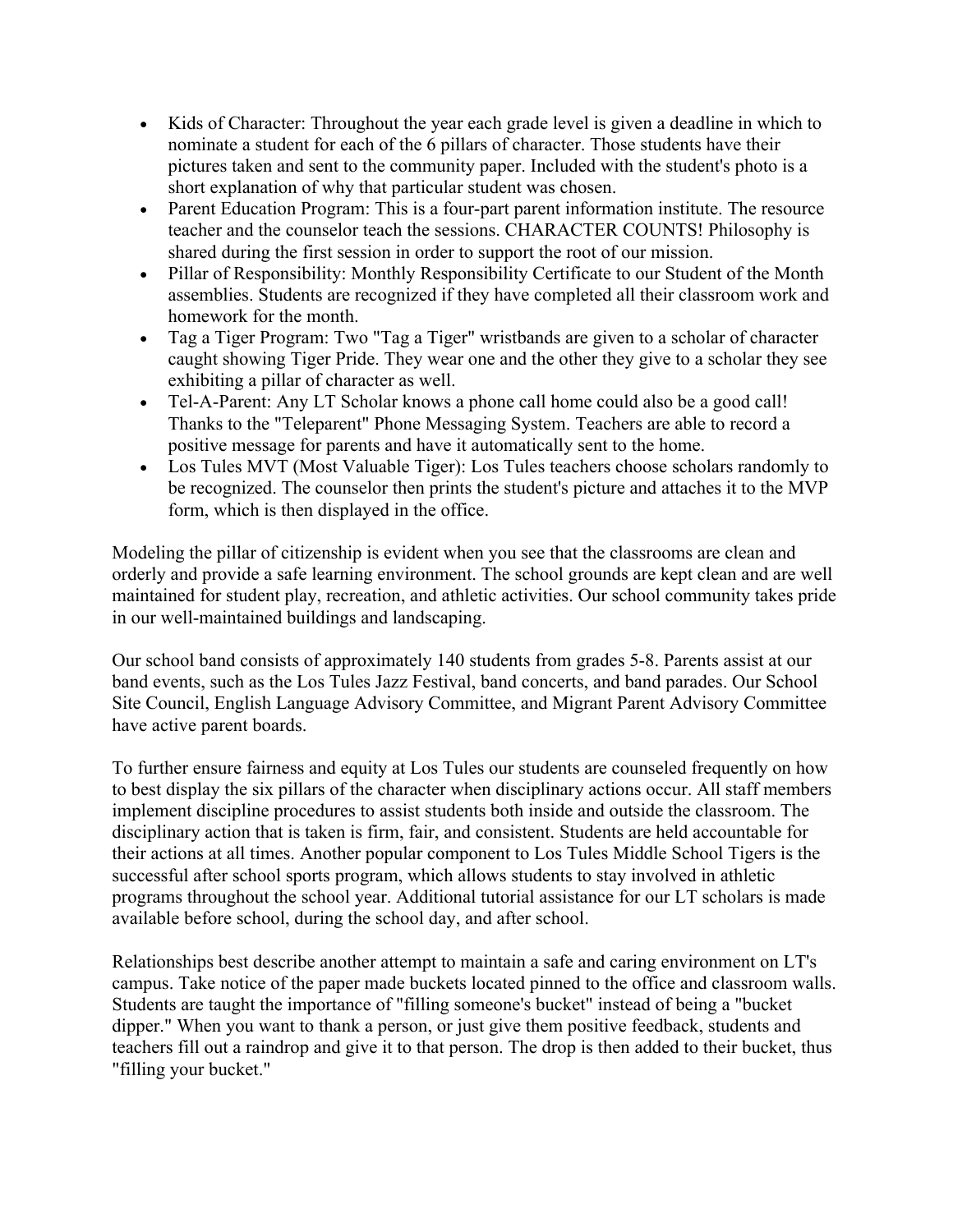- Kids of Character: Throughout the year each grade level is given a deadline in which to nominate a student for each of the 6 pillars of character. Those students have their pictures taken and sent to the community paper. Included with the student's photo is a short explanation of why that particular student was chosen.
- Parent Education Program: This is a four-part parent information institute. The resource teacher and the counselor teach the sessions. CHARACTER COUNTS! Philosophy is shared during the first session in order to support the root of our mission.
- Pillar of Responsibility: Monthly Responsibility Certificate to our Student of the Month assemblies. Students are recognized if they have completed all their classroom work and homework for the month.
- Tag a Tiger Program: Two "Tag a Tiger" wristbands are given to a scholar of character caught showing Tiger Pride. They wear one and the other they give to a scholar they see exhibiting a pillar of character as well.
- Tel-A-Parent: Any LT Scholar knows a phone call home could also be a good call! Thanks to the "Teleparent" Phone Messaging System. Teachers are able to record a positive message for parents and have it automatically sent to the home.
- Los Tules MVT (Most Valuable Tiger): Los Tules teachers choose scholars randomly to be recognized. The counselor then prints the student's picture and attaches it to the MVP form, which is then displayed in the office.

Modeling the pillar of citizenship is evident when you see that the classrooms are clean and orderly and provide a safe learning environment. The school grounds are kept clean and are well maintained for student play, recreation, and athletic activities. Our school community takes pride in our well-maintained buildings and landscaping.

Our school band consists of approximately 140 students from grades 5-8. Parents assist at our band events, such as the Los Tules Jazz Festival, band concerts, and band parades. Our School Site Council, English Language Advisory Committee, and Migrant Parent Advisory Committee have active parent boards.

To further ensure fairness and equity at Los Tules our students are counseled frequently on how to best display the six pillars of the character when disciplinary actions occur. All staff members implement discipline procedures to assist students both inside and outside the classroom. The disciplinary action that is taken is firm, fair, and consistent. Students are held accountable for their actions at all times. Another popular component to Los Tules Middle School Tigers is the successful after school sports program, which allows students to stay involved in athletic programs throughout the school year. Additional tutorial assistance for our LT scholars is made available before school, during the school day, and after school.

Relationships best describe another attempt to maintain a safe and caring environment on LT's campus. Take notice of the paper made buckets located pinned to the office and classroom walls. Students are taught the importance of "filling someone's bucket" instead of being a "bucket dipper." When you want to thank a person, or just give them positive feedback, students and teachers fill out a raindrop and give it to that person. The drop is then added to their bucket, thus "filling your bucket."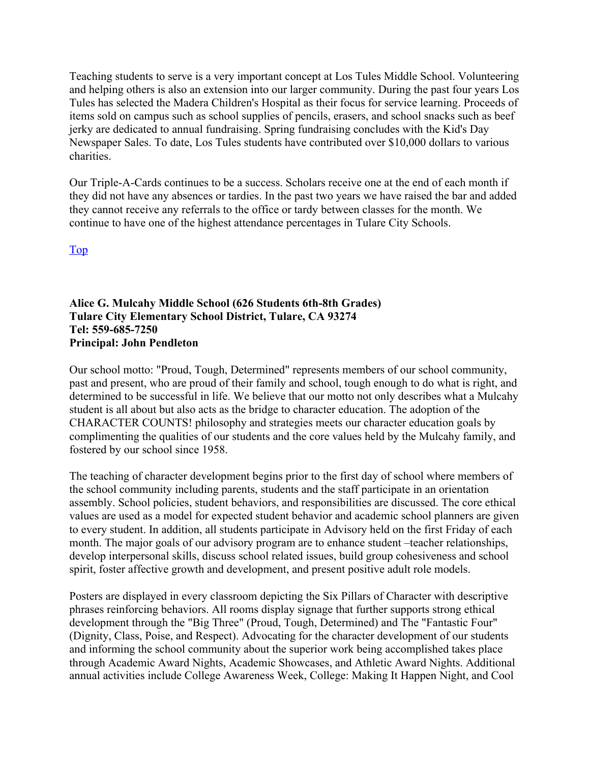Teaching students to serve is a very important concept at Los Tules Middle School. Volunteering and helping others is also an extension into our larger community. During the past four years Los Tules has selected the Madera Children's Hospital as their focus for service learning. Proceeds of items sold on campus such as school supplies of pencils, erasers, and school snacks such as beef jerky are dedicated to annual fundraising. Spring fundraising concludes with the Kid's Day Newspaper Sales. To date, Los Tules students have contributed over $10,000 dollars to various charities.

Our Triple-A-Cards continues to be a success. Scholars receive one at the end of each month if they did not have any absences or tardies. In the past two years we have raised the bar and added they cannot receive any referrals to the office or tardy between classes for the month. We continue to have one of the highest attendance percentages in Tulare City Schools.

Top

**Alice G. Mulcahy Middle School (626 Students 6th-8th Grades)**
**Tulare City Elementary School District, Tulare, CA 93274**
**Tel: 559-685-7250**
**Principal: John Pendleton**

Our school motto: "Proud, Tough, Determined" represents members of our school community, past and present, who are proud of their family and school, tough enough to do what is right, and determined to be successful in life. We believe that our motto not only describes what a Mulcahy student is all about but also acts as the bridge to character education. The adoption of the CHARACTER COUNTS! philosophy and strategies meets our character education goals by complimenting the qualities of our students and the core values held by the Mulcahy family, and fostered by our school since 1958.

The teaching of character development begins prior to the first day of school where members of the school community including parents, students and the staff participate in an orientation assembly. School policies, student behaviors, and responsibilities are discussed. The core ethical values are used as a model for expected student behavior and academic school planners are given to every student. In addition, all students participate in Advisory held on the first Friday of each month. The major goals of our advisory program are to enhance student –teacher relationships, develop interpersonal skills, discuss school related issues, build group cohesiveness and school spirit, foster affective growth and development, and present positive adult role models.

Posters are displayed in every classroom depicting the Six Pillars of Character with descriptive phrases reinforcing behaviors. All rooms display signage that further supports strong ethical development through the "Big Three" (Proud, Tough, Determined) and The "Fantastic Four" (Dignity, Class, Poise, and Respect). Advocating for the character development of our students and informing the school community about the superior work being accomplished takes place through Academic Award Nights, Academic Showcases, and Athletic Award Nights. Additional annual activities include College Awareness Week, College: Making It Happen Night, and Cool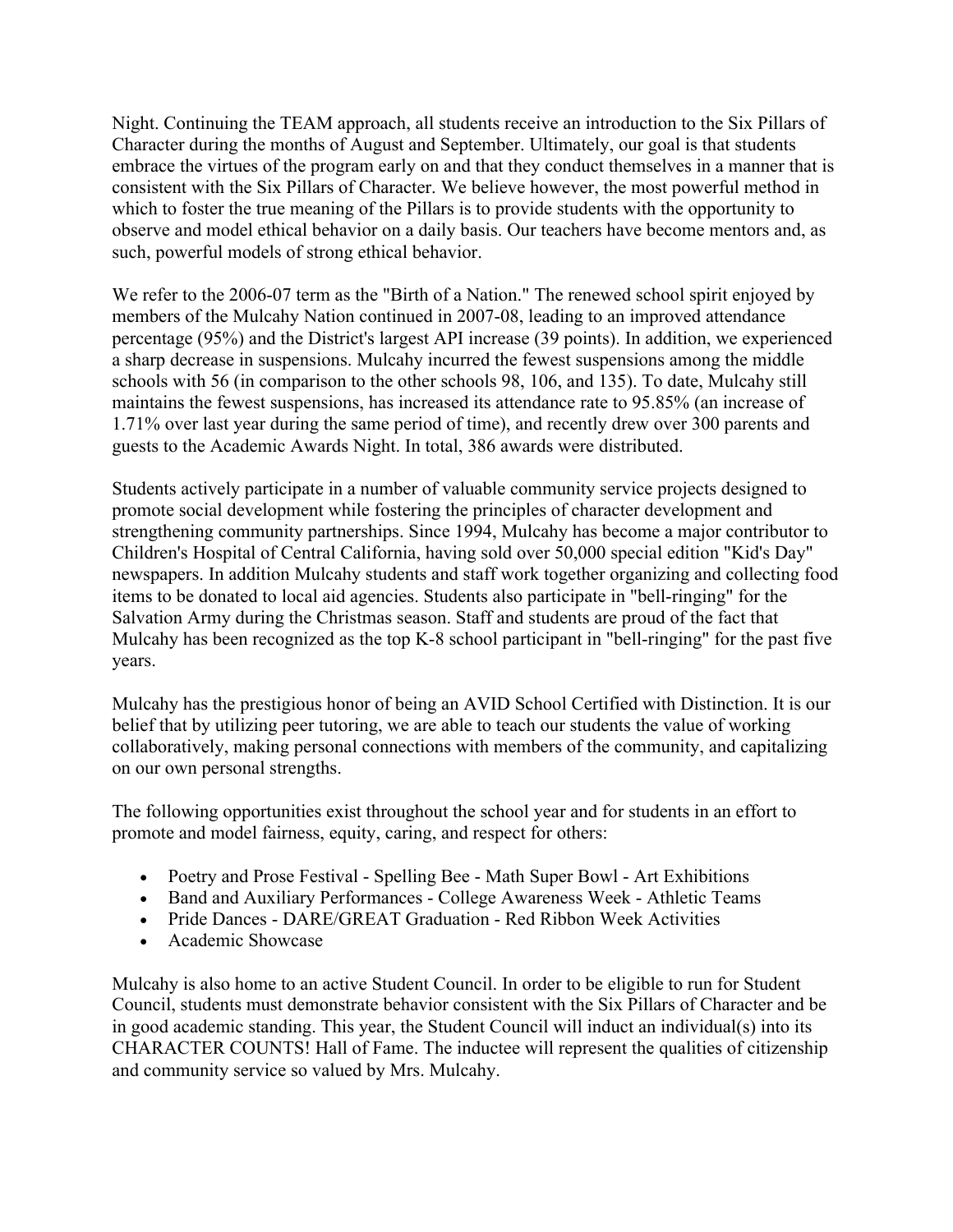Night. Continuing the TEAM approach, all students receive an introduction to the Six Pillars of Character during the months of August and September. Ultimately, our goal is that students embrace the virtues of the program early on and that they conduct themselves in a manner that is consistent with the Six Pillars of Character. We believe however, the most powerful method in which to foster the true meaning of the Pillars is to provide students with the opportunity to observe and model ethical behavior on a daily basis. Our teachers have become mentors and, as such, powerful models of strong ethical behavior.

We refer to the 2006-07 term as the "Birth of a Nation." The renewed school spirit enjoyed by members of the Mulcahy Nation continued in 2007-08, leading to an improved attendance percentage (95%) and the District's largest API increase (39 points). In addition, we experienced a sharp decrease in suspensions. Mulcahy incurred the fewest suspensions among the middle schools with 56 (in comparison to the other schools 98, 106, and 135). To date, Mulcahy still maintains the fewest suspensions, has increased its attendance rate to 95.85% (an increase of 1.71% over last year during the same period of time), and recently drew over 300 parents and guests to the Academic Awards Night. In total, 386 awards were distributed.

Students actively participate in a number of valuable community service projects designed to promote social development while fostering the principles of character development and strengthening community partnerships. Since 1994, Mulcahy has become a major contributor to Children's Hospital of Central California, having sold over 50,000 special edition "Kid's Day" newspapers. In addition Mulcahy students and staff work together organizing and collecting food items to be donated to local aid agencies. Students also participate in "bell-ringing" for the Salvation Army during the Christmas season. Staff and students are proud of the fact that Mulcahy has been recognized as the top K-8 school participant in "bell-ringing" for the past five years.

Mulcahy has the prestigious honor of being an AVID School Certified with Distinction. It is our belief that by utilizing peer tutoring, we are able to teach our students the value of working collaboratively, making personal connections with members of the community, and capitalizing on our own personal strengths.

The following opportunities exist throughout the school year and for students in an effort to promote and model fairness, equity, caring, and respect for others:

- Poetry and Prose Festival - Spelling Bee - Math Super Bowl - Art Exhibitions
- Band and Auxiliary Performances - College Awareness Week - Athletic Teams
- Pride Dances - DARE/GREAT Graduation - Red Ribbon Week Activities
- Academic Showcase

Mulcahy is also home to an active Student Council. In order to be eligible to run for Student Council, students must demonstrate behavior consistent with the Six Pillars of Character and be in good academic standing. This year, the Student Council will induct an individual(s) into its CHARACTER COUNTS! Hall of Fame. The inductee will represent the qualities of citizenship and community service so valued by Mrs. Mulcahy.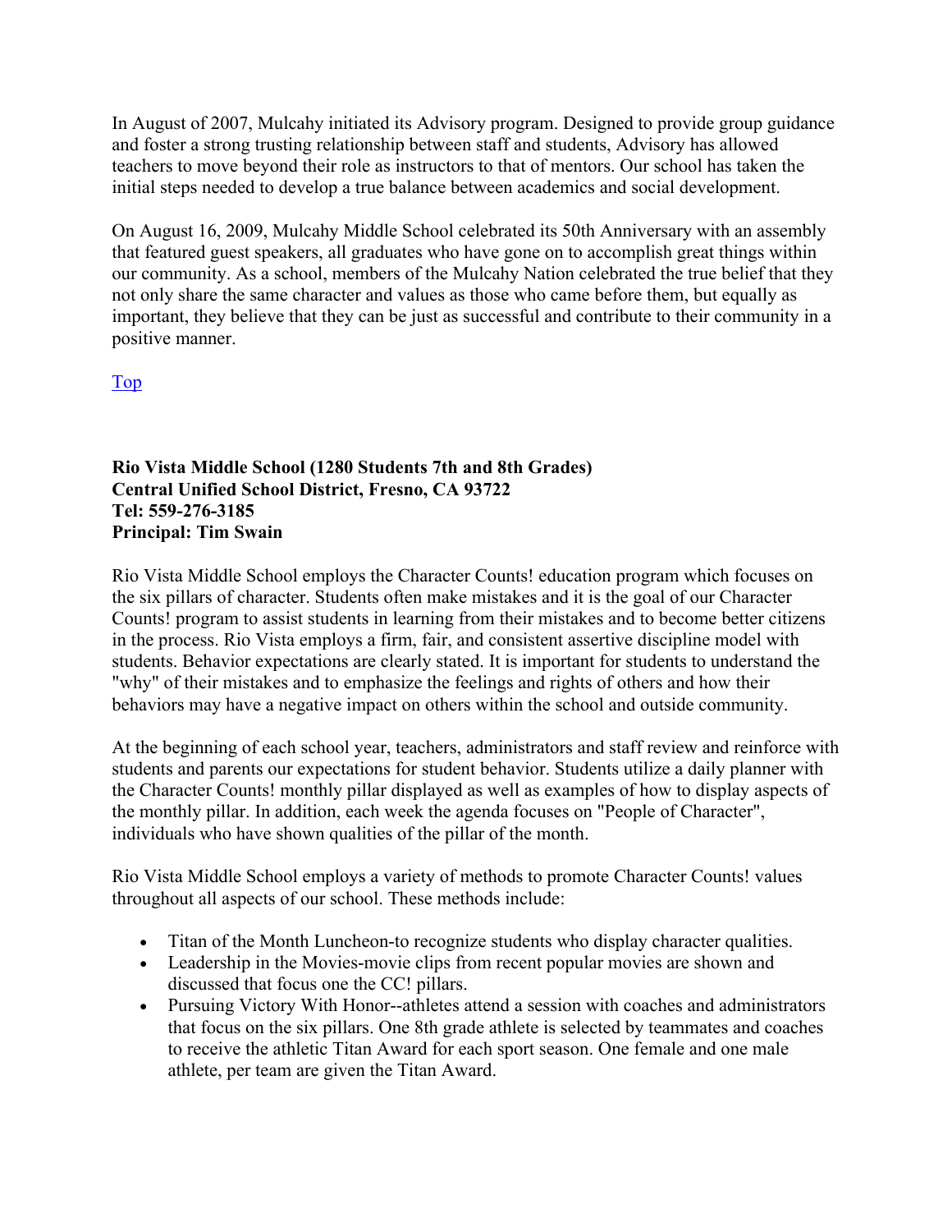In August of 2007, Mulcahy initiated its Advisory program. Designed to provide group guidance and foster a strong trusting relationship between staff and students, Advisory has allowed teachers to move beyond their role as instructors to that of mentors. Our school has taken the initial steps needed to develop a true balance between academics and social development.

On August 16, 2009, Mulcahy Middle School celebrated its 50th Anniversary with an assembly that featured guest speakers, all graduates who have gone on to accomplish great things within our community. As a school, members of the Mulcahy Nation celebrated the true belief that they not only share the same character and values as those who came before them, but equally as important, they believe that they can be just as successful and contribute to their community in a positive manner.

Top

**Rio Vista Middle School (1280 Students 7th and 8th Grades)**
**Central Unified School District, Fresno, CA 93722**
**Tel: 559-276-3185**
**Principal: Tim Swain**

Rio Vista Middle School employs the Character Counts! education program which focuses on the six pillars of character. Students often make mistakes and it is the goal of our Character Counts! program to assist students in learning from their mistakes and to become better citizens in the process. Rio Vista employs a firm, fair, and consistent assertive discipline model with students. Behavior expectations are clearly stated. It is important for students to understand the "why" of their mistakes and to emphasize the feelings and rights of others and how their behaviors may have a negative impact on others within the school and outside community.

At the beginning of each school year, teachers, administrators and staff review and reinforce with students and parents our expectations for student behavior. Students utilize a daily planner with the Character Counts! monthly pillar displayed as well as examples of how to display aspects of the monthly pillar. In addition, each week the agenda focuses on "People of Character", individuals who have shown qualities of the pillar of the month.

Rio Vista Middle School employs a variety of methods to promote Character Counts! values throughout all aspects of our school. These methods include:

- Titan of the Month Luncheon-to recognize students who display character qualities.
- Leadership in the Movies-movie clips from recent popular movies are shown and discussed that focus one the CC! pillars.
- Pursuing Victory With Honor--athletes attend a session with coaches and administrators that focus on the six pillars. One 8th grade athlete is selected by teammates and coaches to receive the athletic Titan Award for each sport season. One female and one male athlete, per team are given the Titan Award.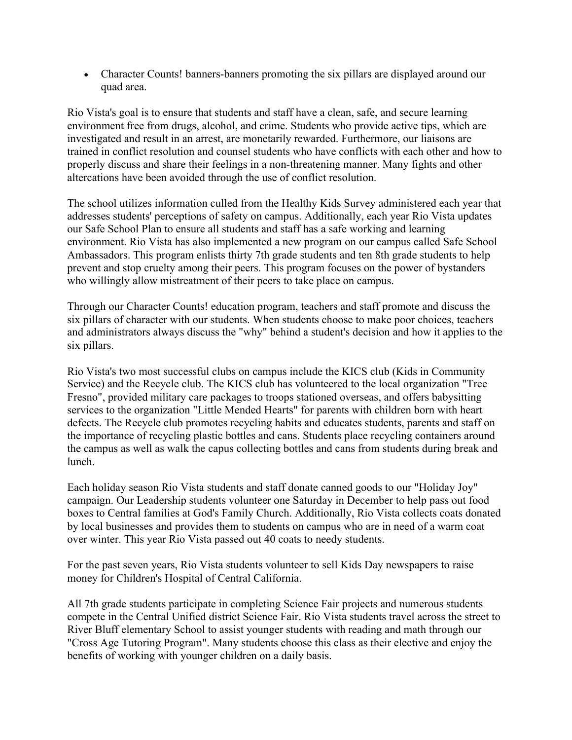- Character Counts! banners-banners promoting the six pillars are displayed around our quad area.

Rio Vista's goal is to ensure that students and staff have a clean, safe, and secure learning environment free from drugs, alcohol, and crime. Students who provide active tips, which are investigated and result in an arrest, are monetarily rewarded. Furthermore, our liaisons are trained in conflict resolution and counsel students who have conflicts with each other and how to properly discuss and share their feelings in a non-threatening manner. Many fights and other altercations have been avoided through the use of conflict resolution.

The school utilizes information culled from the Healthy Kids Survey administered each year that addresses students' perceptions of safety on campus. Additionally, each year Rio Vista updates our Safe School Plan to ensure all students and staff has a safe working and learning environment. Rio Vista has also implemented a new program on our campus called Safe School Ambassadors. This program enlists thirty 7th grade students and ten 8th grade students to help prevent and stop cruelty among their peers. This program focuses on the power of bystanders who willingly allow mistreatment of their peers to take place on campus.

Through our Character Counts! education program, teachers and staff promote and discuss the six pillars of character with our students. When students choose to make poor choices, teachers and administrators always discuss the "why" behind a student's decision and how it applies to the six pillars.

Rio Vista's two most successful clubs on campus include the KICS club (Kids in Community Service) and the Recycle club. The KICS club has volunteered to the local organization "Tree Fresno", provided military care packages to troops stationed overseas, and offers babysitting services to the organization "Little Mended Hearts" for parents with children born with heart defects. The Recycle club promotes recycling habits and educates students, parents and staff on the importance of recycling plastic bottles and cans. Students place recycling containers around the campus as well as walk the capus collecting bottles and cans from students during break and lunch.

Each holiday season Rio Vista students and staff donate canned goods to our "Holiday Joy" campaign. Our Leadership students volunteer one Saturday in December to help pass out food boxes to Central families at God's Family Church. Additionally, Rio Vista collects coats donated by local businesses and provides them to students on campus who are in need of a warm coat over winter. This year Rio Vista passed out 40 coats to needy students.

For the past seven years, Rio Vista students volunteer to sell Kids Day newspapers to raise money for Children's Hospital of Central California.

All 7th grade students participate in completing Science Fair projects and numerous students compete in the Central Unified district Science Fair. Rio Vista students travel across the street to River Bluff elementary School to assist younger students with reading and math through our "Cross Age Tutoring Program". Many students choose this class as their elective and enjoy the benefits of working with younger children on a daily basis.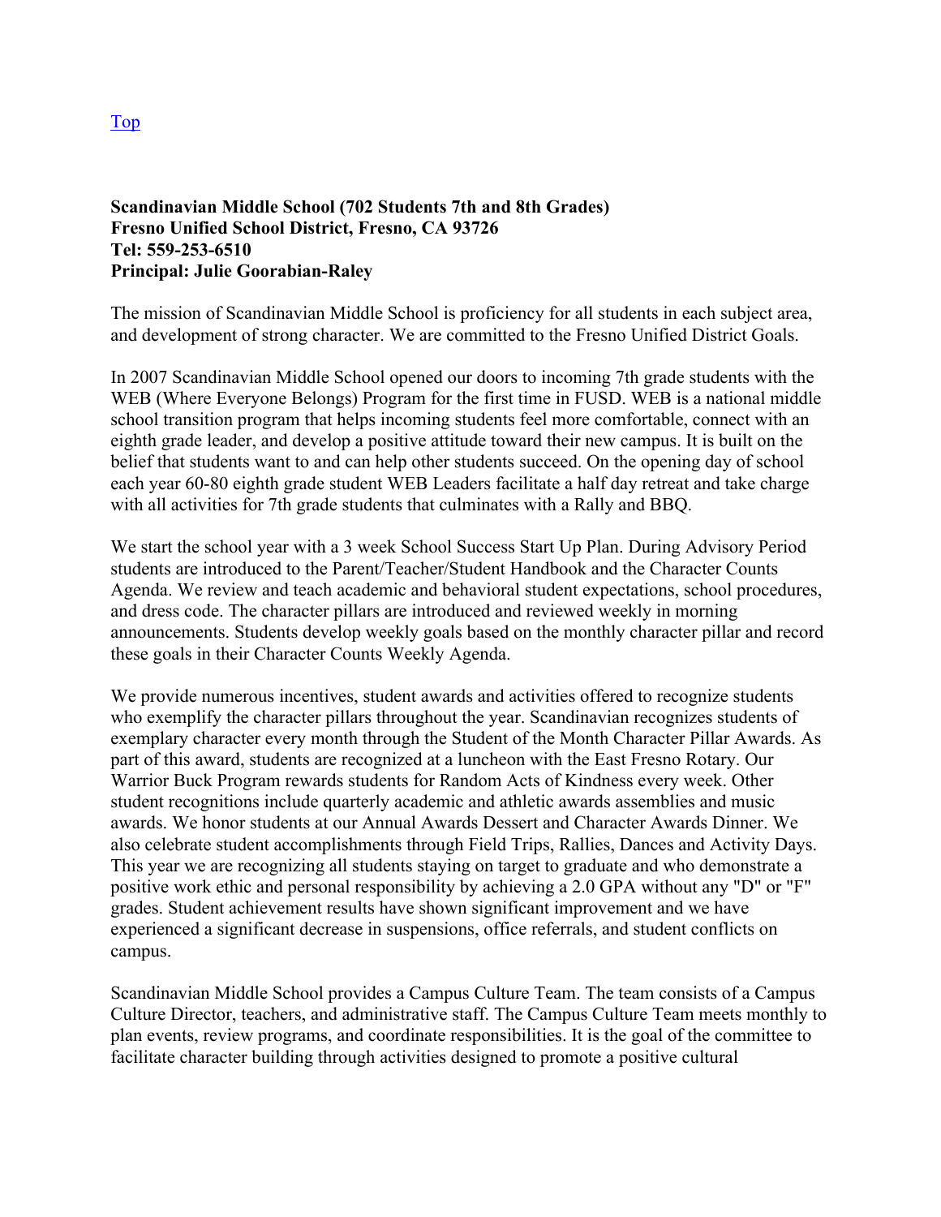[Top](#)

**Scandinavian Middle School (702 Students 7th and 8th Grades)**
**Fresno Unified School District, Fresno, CA 93726**
**Tel: 559-253-6510**
**Principal: Julie Goorabian-Raley**

The mission of Scandinavian Middle School is proficiency for all students in each subject area, and development of strong character. We are committed to the Fresno Unified District Goals.

In 2007 Scandinavian Middle School opened our doors to incoming 7th grade students with the WEB (Where Everyone Belongs) Program for the first time in FUSD. WEB is a national middle school transition program that helps incoming students feel more comfortable, connect with an eighth grade leader, and develop a positive attitude toward their new campus. It is built on the belief that students want to and can help other students succeed. On the opening day of school each year 60-80 eighth grade student WEB Leaders facilitate a half day retreat and take charge with all activities for 7th grade students that culminates with a Rally and BBQ.

We start the school year with a 3 week School Success Start Up Plan. During Advisory Period students are introduced to the Parent/Teacher/Student Handbook and the Character Counts Agenda. We review and teach academic and behavioral student expectations, school procedures, and dress code. The character pillars are introduced and reviewed weekly in morning announcements. Students develop weekly goals based on the monthly character pillar and record these goals in their Character Counts Weekly Agenda.

We provide numerous incentives, student awards and activities offered to recognize students who exemplify the character pillars throughout the year. Scandinavian recognizes students of exemplary character every month through the Student of the Month Character Pillar Awards. As part of this award, students are recognized at a luncheon with the East Fresno Rotary. Our Warrior Buck Program rewards students for Random Acts of Kindness every week. Other student recognitions include quarterly academic and athletic awards assemblies and music awards. We honor students at our Annual Awards Dessert and Character Awards Dinner. We also celebrate student accomplishments through Field Trips, Rallies, Dances and Activity Days. This year we are recognizing all students staying on target to graduate and who demonstrate a positive work ethic and personal responsibility by achieving a 2.0 GPA without any "D" or "F" grades. Student achievement results have shown significant improvement and we have experienced a significant decrease in suspensions, office referrals, and student conflicts on campus.

Scandinavian Middle School provides a Campus Culture Team. The team consists of a Campus Culture Director, teachers, and administrative staff. The Campus Culture Team meets monthly to plan events, review programs, and coordinate responsibilities. It is the goal of the committee to facilitate character building through activities designed to promote a positive cultural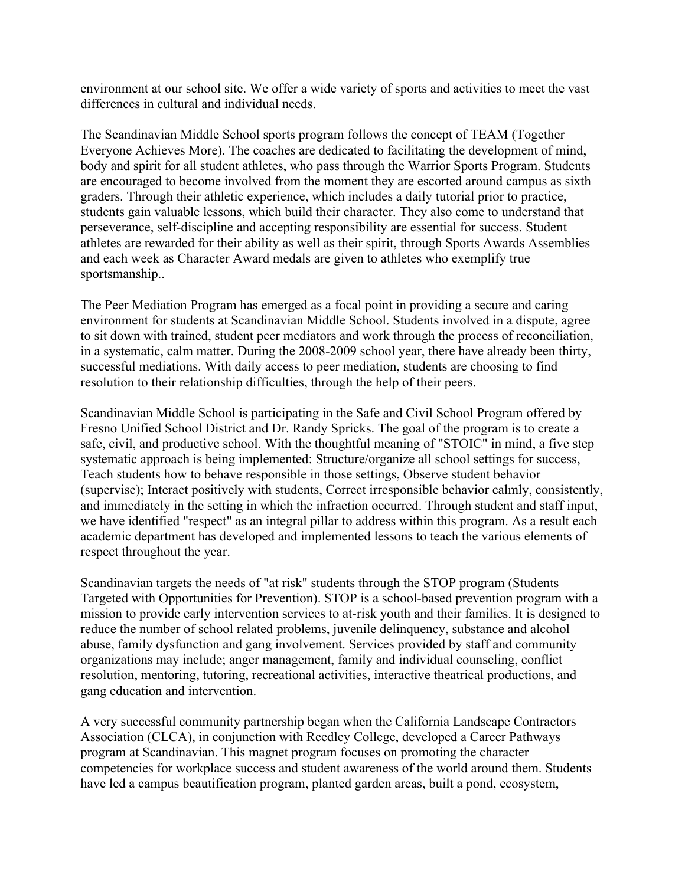environment at our school site. We offer a wide variety of sports and activities to meet the vast differences in cultural and individual needs.

The Scandinavian Middle School sports program follows the concept of TEAM (Together Everyone Achieves More). The coaches are dedicated to facilitating the development of mind, body and spirit for all student athletes, who pass through the Warrior Sports Program. Students are encouraged to become involved from the moment they are escorted around campus as sixth graders. Through their athletic experience, which includes a daily tutorial prior to practice, students gain valuable lessons, which build their character. They also come to understand that perseverance, self-discipline and accepting responsibility are essential for success. Student athletes are rewarded for their ability as well as their spirit, through Sports Awards Assemblies and each week as Character Award medals are given to athletes who exemplify true sportsmanship..

The Peer Mediation Program has emerged as a focal point in providing a secure and caring environment for students at Scandinavian Middle School. Students involved in a dispute, agree to sit down with trained, student peer mediators and work through the process of reconciliation, in a systematic, calm matter. During the 2008-2009 school year, there have already been thirty, successful mediations. With daily access to peer mediation, students are choosing to find resolution to their relationship difficulties, through the help of their peers.

Scandinavian Middle School is participating in the Safe and Civil School Program offered by Fresno Unified School District and Dr. Randy Spricks. The goal of the program is to create a safe, civil, and productive school. With the thoughtful meaning of "STOIC" in mind, a five step systematic approach is being implemented: Structure/organize all school settings for success, Teach students how to behave responsible in those settings, Observe student behavior (supervise); Interact positively with students, Correct irresponsible behavior calmly, consistently, and immediately in the setting in which the infraction occurred. Through student and staff input, we have identified "respect" as an integral pillar to address within this program. As a result each academic department has developed and implemented lessons to teach the various elements of respect throughout the year.

Scandinavian targets the needs of "at risk" students through the STOP program (Students Targeted with Opportunities for Prevention). STOP is a school-based prevention program with a mission to provide early intervention services to at-risk youth and their families. It is designed to reduce the number of school related problems, juvenile delinquency, substance and alcohol abuse, family dysfunction and gang involvement. Services provided by staff and community organizations may include; anger management, family and individual counseling, conflict resolution, mentoring, tutoring, recreational activities, interactive theatrical productions, and gang education and intervention.

A very successful community partnership began when the California Landscape Contractors Association (CLCA), in conjunction with Reedley College, developed a Career Pathways program at Scandinavian. This magnet program focuses on promoting the character competencies for workplace success and student awareness of the world around them. Students have led a campus beautification program, planted garden areas, built a pond, ecosystem,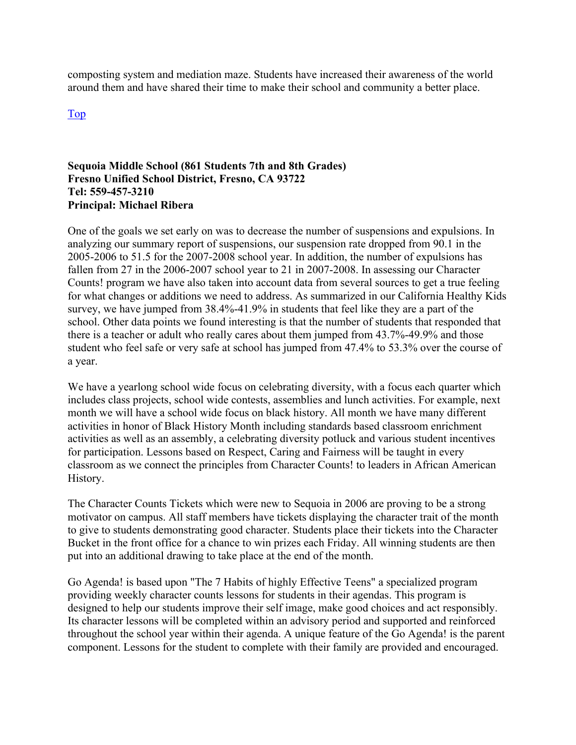composting system and mediation maze. Students have increased their awareness of the world around them and have shared their time to make their school and community a better place.

Top

**Sequoia Middle School (861 Students 7th and 8th Grades)**
**Fresno Unified School District, Fresno, CA 93722**
**Tel: 559-457-3210**
**Principal: Michael Ribera**

One of the goals we set early on was to decrease the number of suspensions and expulsions. In analyzing our summary report of suspensions, our suspension rate dropped from 90.1 in the 2005-2006 to 51.5 for the 2007-2008 school year. In addition, the number of expulsions has fallen from 27 in the 2006-2007 school year to 21 in 2007-2008. In assessing our Character Counts! program we have also taken into account data from several sources to get a true feeling for what changes or additions we need to address. As summarized in our California Healthy Kids survey, we have jumped from 38.4%-41.9% in students that feel like they are a part of the school. Other data points we found interesting is that the number of students that responded that there is a teacher or adult who really cares about them jumped from 43.7%-49.9% and those student who feel safe or very safe at school has jumped from 47.4% to 53.3% over the course of a year.

We have a yearlong school wide focus on celebrating diversity, with a focus each quarter which includes class projects, school wide contests, assemblies and lunch activities. For example, next month we will have a school wide focus on black history. All month we have many different activities in honor of Black History Month including standards based classroom enrichment activities as well as an assembly, a celebrating diversity potluck and various student incentives for participation. Lessons based on Respect, Caring and Fairness will be taught in every classroom as we connect the principles from Character Counts! to leaders in African American History.

The Character Counts Tickets which were new to Sequoia in 2006 are proving to be a strong motivator on campus. All staff members have tickets displaying the character trait of the month to give to students demonstrating good character. Students place their tickets into the Character Bucket in the front office for a chance to win prizes each Friday. All winning students are then put into an additional drawing to take place at the end of the month.

Go Agenda! is based upon "The 7 Habits of highly Effective Teens" a specialized program providing weekly character counts lessons for students in their agendas. This program is designed to help our students improve their self image, make good choices and act responsibly. Its character lessons will be completed within an advisory period and supported and reinforced throughout the school year within their agenda. A unique feature of the Go Agenda! is the parent component. Lessons for the student to complete with their family are provided and encouraged.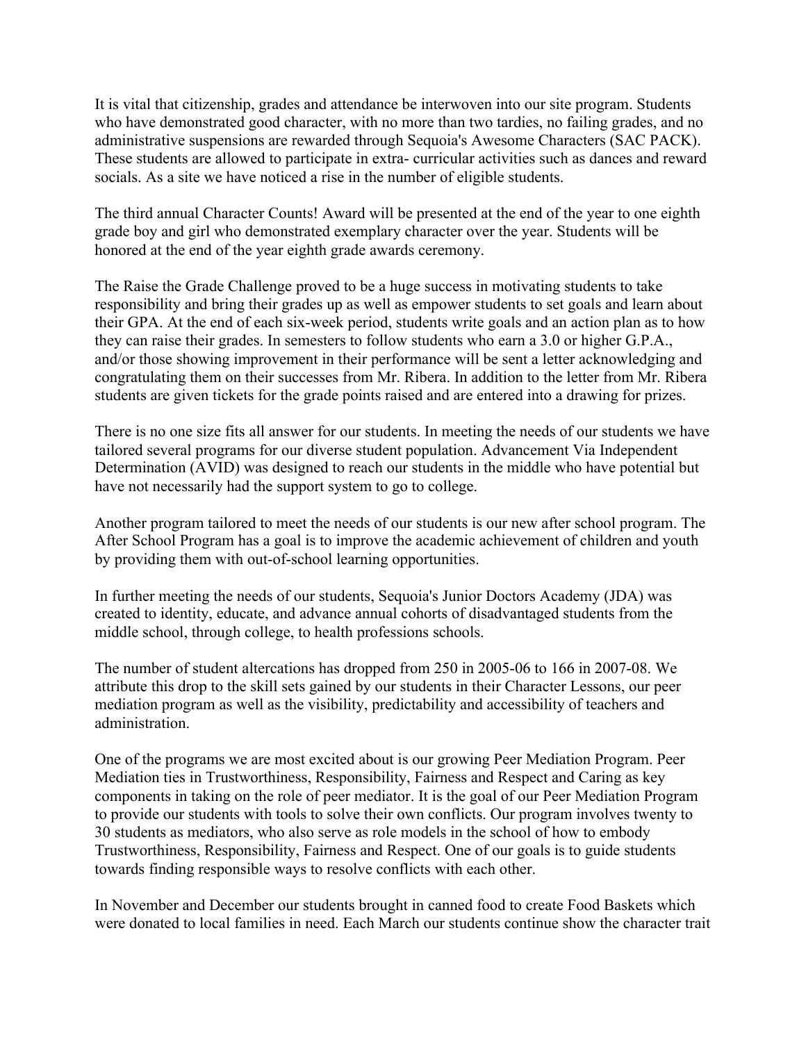It is vital that citizenship, grades and attendance be interwoven into our site program. Students who have demonstrated good character, with no more than two tardies, no failing grades, and no administrative suspensions are rewarded through Sequoia's Awesome Characters (SAC PACK). These students are allowed to participate in extra- curricular activities such as dances and reward socials. As a site we have noticed a rise in the number of eligible students.

The third annual Character Counts! Award will be presented at the end of the year to one eighth grade boy and girl who demonstrated exemplary character over the year. Students will be honored at the end of the year eighth grade awards ceremony.

The Raise the Grade Challenge proved to be a huge success in motivating students to take responsibility and bring their grades up as well as empower students to set goals and learn about their GPA. At the end of each six-week period, students write goals and an action plan as to how they can raise their grades. In semesters to follow students who earn a 3.0 or higher G.P.A., and/or those showing improvement in their performance will be sent a letter acknowledging and congratulating them on their successes from Mr. Ribera. In addition to the letter from Mr. Ribera students are given tickets for the grade points raised and are entered into a drawing for prizes.

There is no one size fits all answer for our students. In meeting the needs of our students we have tailored several programs for our diverse student population. Advancement Via Independent Determination (AVID) was designed to reach our students in the middle who have potential but have not necessarily had the support system to go to college.

Another program tailored to meet the needs of our students is our new after school program. The After School Program has a goal is to improve the academic achievement of children and youth by providing them with out-of-school learning opportunities.

In further meeting the needs of our students, Sequoia's Junior Doctors Academy (JDA) was created to identity, educate, and advance annual cohorts of disadvantaged students from the middle school, through college, to health professions schools.

The number of student altercations has dropped from 250 in 2005-06 to 166 in 2007-08. We attribute this drop to the skill sets gained by our students in their Character Lessons, our peer mediation program as well as the visibility, predictability and accessibility of teachers and administration.

One of the programs we are most excited about is our growing Peer Mediation Program. Peer Mediation ties in Trustworthiness, Responsibility, Fairness and Respect and Caring as key components in taking on the role of peer mediator. It is the goal of our Peer Mediation Program to provide our students with tools to solve their own conflicts. Our program involves twenty to 30 students as mediators, who also serve as role models in the school of how to embody Trustworthiness, Responsibility, Fairness and Respect. One of our goals is to guide students towards finding responsible ways to resolve conflicts with each other.

In November and December our students brought in canned food to create Food Baskets which were donated to local families in need. Each March our students continue show the character trait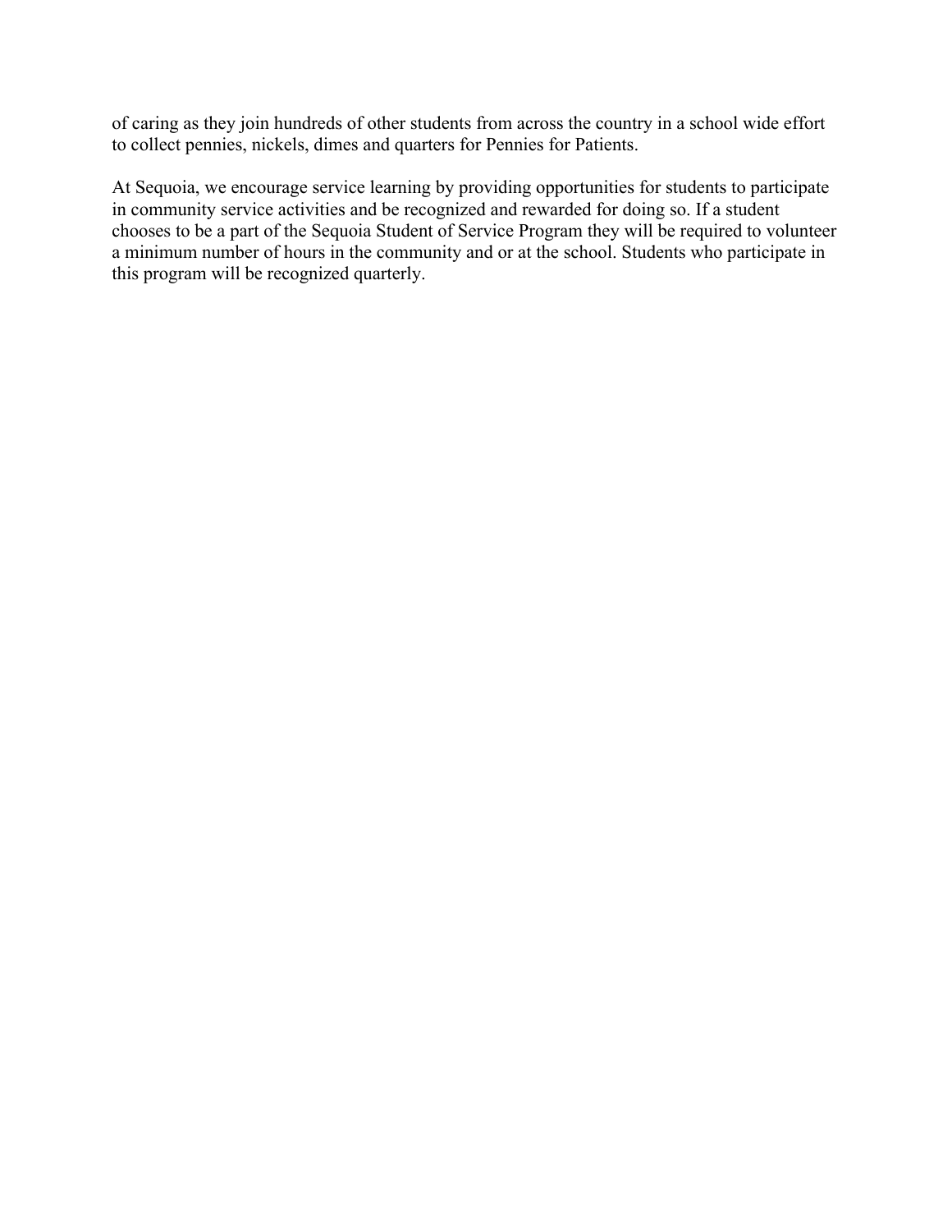of caring as they join hundreds of other students from across the country in a school wide effort to collect pennies, nickels, dimes and quarters for Pennies for Patients.

At Sequoia, we encourage service learning by providing opportunities for students to participate in community service activities and be recognized and rewarded for doing so. If a student chooses to be a part of the Sequoia Student of Service Program they will be required to volunteer a minimum number of hours in the community and or at the school. Students who participate in this program will be recognized quarterly.